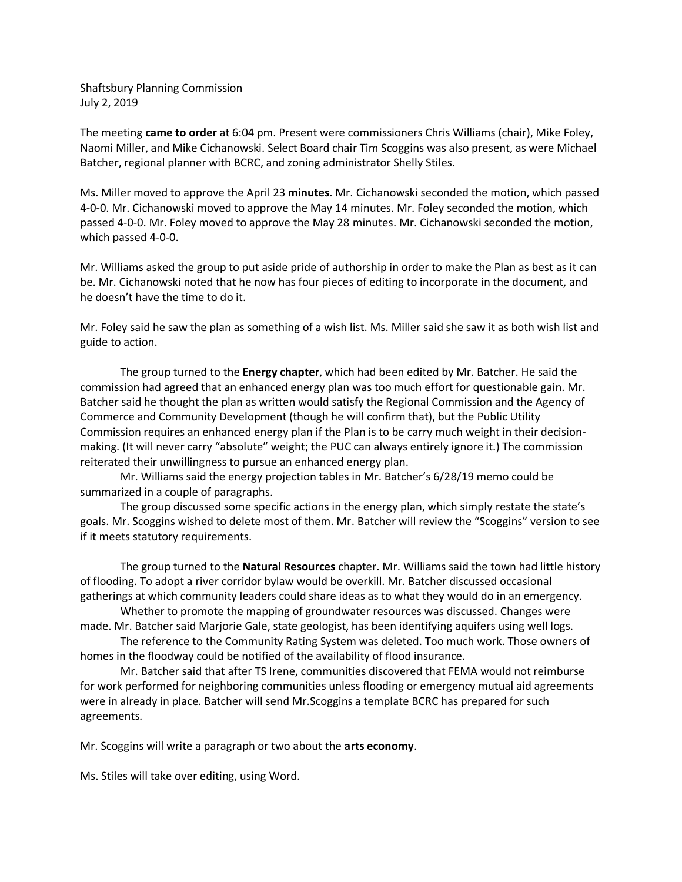Shaftsbury Planning Commission
July 2, 2019

The meeting **came to order** at 6:04 pm. Present were commissioners Chris Williams (chair), Mike Foley, Naomi Miller, and Mike Cichanowski. Select Board chair Tim Scoggins was also present, as were Michael Batcher, regional planner with BCRC, and zoning administrator Shelly Stiles.

Ms. Miller moved to approve the April 23 **minutes**. Mr. Cichanowski seconded the motion, which passed 4-0-0. Mr. Cichanowski moved to approve the May 14 minutes. Mr. Foley seconded the motion, which passed 4-0-0. Mr. Foley moved to approve the May 28 minutes. Mr. Cichanowski seconded the motion, which passed 4-0-0.

Mr. Williams asked the group to put aside pride of authorship in order to make the Plan as best as it can be. Mr. Cichanowski noted that he now has four pieces of editing to incorporate in the document, and he doesn't have the time to do it.

Mr. Foley said he saw the plan as something of a wish list. Ms. Miller said she saw it as both wish list and guide to action.

The group turned to the **Energy chapter**, which had been edited by Mr. Batcher. He said the commission had agreed that an enhanced energy plan was too much effort for questionable gain. Mr. Batcher said he thought the plan as written would satisfy the Regional Commission and the Agency of Commerce and Community Development (though he will confirm that), but the Public Utility Commission requires an enhanced energy plan if the Plan is to be carry much weight in their decision-making. (It will never carry "absolute" weight; the PUC can always entirely ignore it.) The commission reiterated their unwillingness to pursue an enhanced energy plan.

Mr. Williams said the energy projection tables in Mr. Batcher's 6/28/19 memo could be summarized in a couple of paragraphs.

The group discussed some specific actions in the energy plan, which simply restate the state's goals. Mr. Scoggins wished to delete most of them. Mr. Batcher will review the "Scoggins" version to see if it meets statutory requirements.

The group turned to the **Natural Resources** chapter. Mr. Williams said the town had little history of flooding. To adopt a river corridor bylaw would be overkill. Mr. Batcher discussed occasional gatherings at which community leaders could share ideas as to what they would do in an emergency.

Whether to promote the mapping of groundwater resources was discussed. Changes were made. Mr. Batcher said Marjorie Gale, state geologist, has been identifying aquifers using well logs.

The reference to the Community Rating System was deleted. Too much work. Those owners of homes in the floodway could be notified of the availability of flood insurance.

Mr. Batcher said that after TS Irene, communities discovered that FEMA would not reimburse for work performed for neighboring communities unless flooding or emergency mutual aid agreements were in already in place. Batcher will send Mr.Scoggins a template BCRC has prepared for such agreements.

Mr. Scoggins will write a paragraph or two about the **arts economy**.

Ms. Stiles will take over editing, using Word.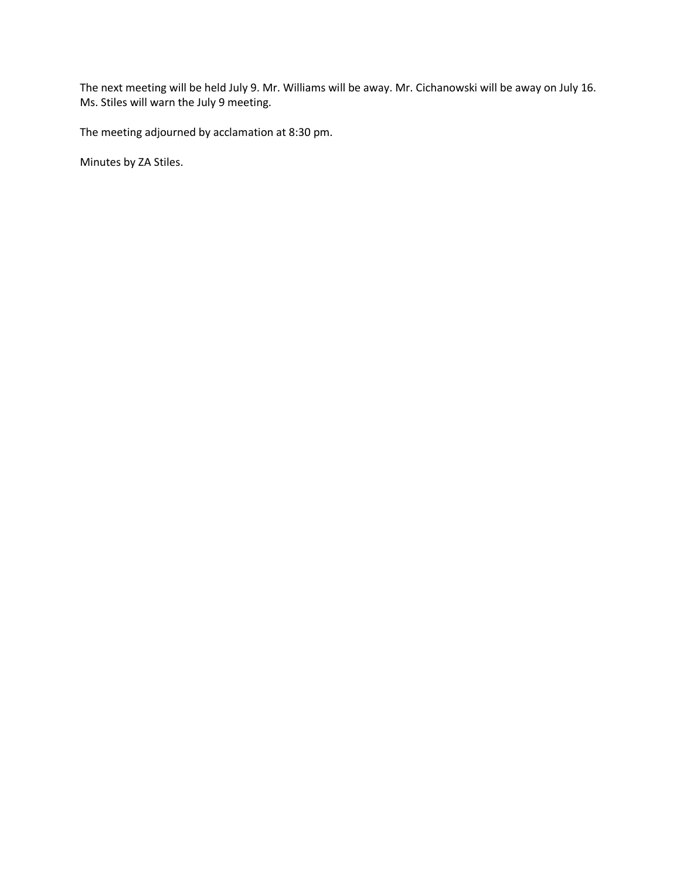The next meeting will be held July 9. Mr. Williams will be away. Mr. Cichanowski will be away on July 16. Ms. Stiles will warn the July 9 meeting.

The meeting adjourned by acclamation at 8:30 pm.

Minutes by ZA Stiles.